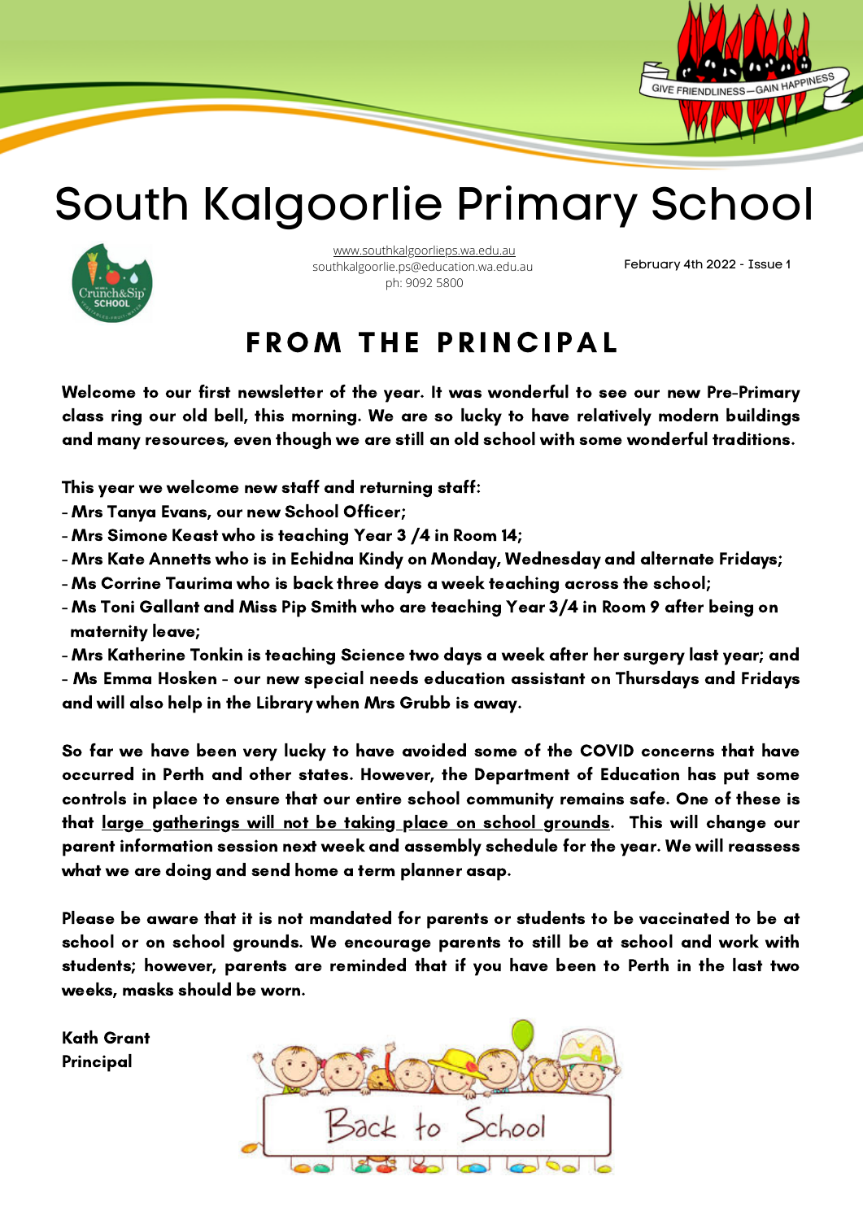GIVE FRIENDLINESS—GAIN HAPPINESS

# South Kalgoorlie Primary School

www.southkalgoorlieps.wa.edu.au
southkalgoorlie.ps@education.wa.edu.au
ph: 9092 5800

February 4th 2022 - Issue 1

## FROM THE PRINCIPAL

**Welcome to our first newsletter of the year. It was wonderful to see our new Pre-Primary class ring our old bell, this morning. We are so lucky to have relatively modern buildings and many resources, even though we are still an old school with some wonderful traditions.**

**This year we welcome new staff and returning staff:**

- **Mrs Tanya Evans, our new School Officer;**
- **Mrs Simone Keast who is teaching Year 3 /4 in Room 14;**
- **Mrs Kate Annetts who is in Echidna Kindy on Monday, Wednesday and alternate Fridays;**
- **Ms Corrine Taurima who is back three days a week teaching across the school;**
- **Ms Toni Gallant and Miss Pip Smith who are teaching Year 3/4 in Room 9 after being on maternity leave;**
- **Mrs Katherine Tonkin is teaching Science two days a week after her surgery last year; and**
- **Ms Emma Hosken - our new special needs education assistant on Thursdays and Fridays and will also help in the Library when Mrs Grubb is away.**

**So far we have been very lucky to have avoided some of the COVID concerns that have occurred in Perth and other states. However, the Department of Education has put some controls in place to ensure that our entire school community remains safe. One of these is that <u>large gatherings will not be taking place on school grounds</u>. This will change our parent information session next week and assembly schedule for the year. We will reassess what we are doing and send home a term planner asap.**

**Please be aware that it is not mandated for parents or students to be vaccinated to be at school or on school grounds. We encourage parents to still be at school and work with students; however, parents are reminded that if you have been to Perth in the last two weeks, masks should be worn.**

**Kath Grant**
**Principal**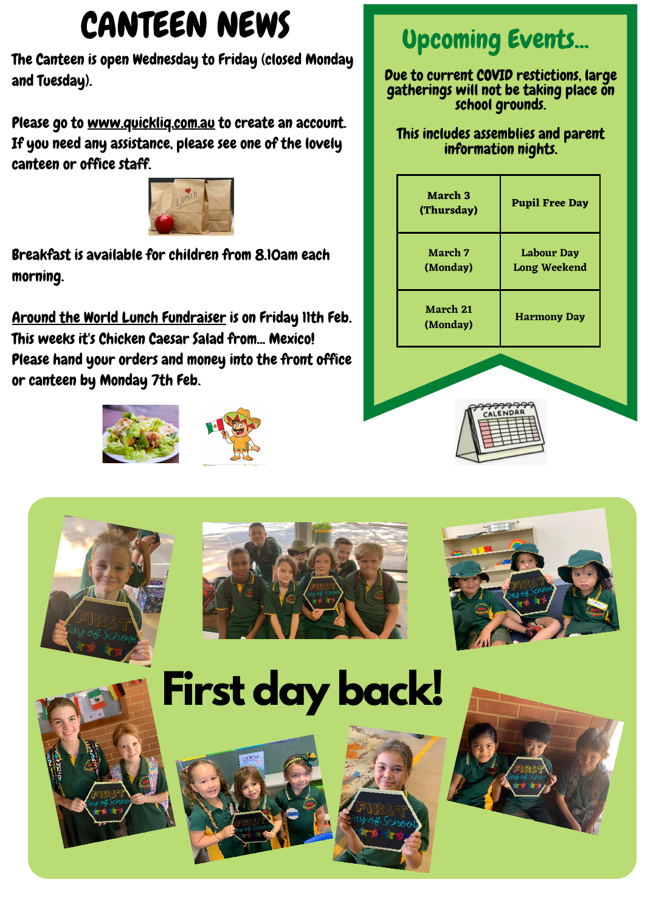# CANTEEN NEWS

The Canteen is open Wednesday to Friday (closed Monday and Tuesday).

Please go to www.quickliq.com.au to create an account. If you need any assistance, please see one of the lovely canteen or office staff.

Breakfast is available for children from 8.10am each morning.

Around the World Lunch Fundraiser is on Friday 11th Feb. This weeks it's Chicken Caesar Salad from... Mexico! Please hand your orders and money into the front office or canteen by Monday 7th Feb.

## Upcoming Events...

**Due to current COVID restictions, large gatherings will not be taking place on school grounds.**

**This includes assemblies and parent information nights.**

| | |
|---|---|
| March 3 (Thursday) | Pupil Free Day |
| March 7 (Monday) | Labour Day Long Weekend |
| March 21 (Monday) | Harmony Day |

# First day back!